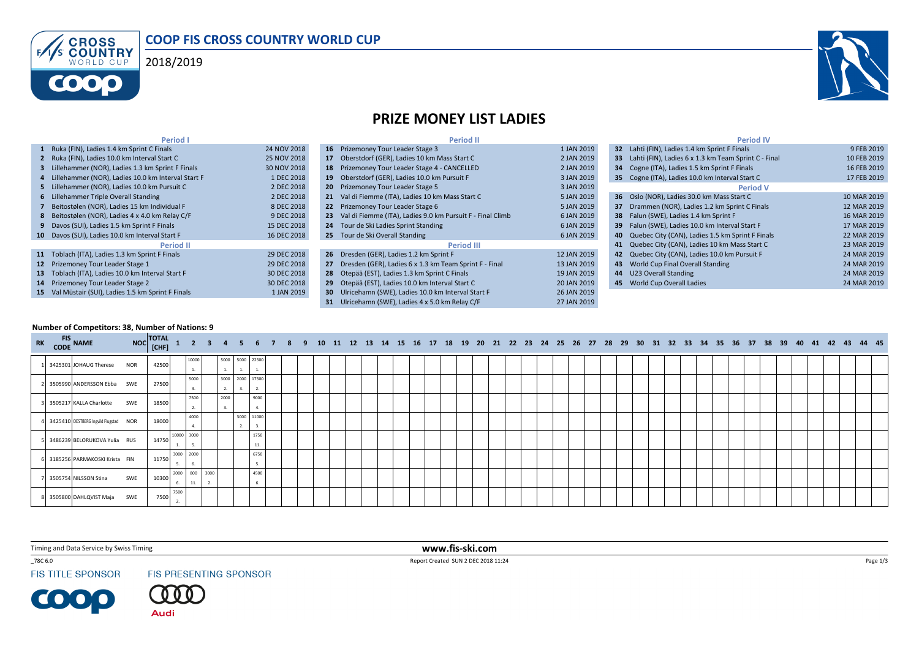# COOP FIS CROSS COUNTRY WORLD CUP

2018/2019

## PRIZE MONEY LIST LADIES

| | Period I | |
|---|---|---|
| 1 | Ruka (FIN), Ladies 1.4 km Sprint C Finals | 24 NOV 2018 |
| 2 | Ruka (FIN), Ladies 10.0 km Interval Start C | 25 NOV 2018 |
| 3 | Lillehammer (NOR), Ladies 1.3 km Sprint F Finals | 30 NOV 2018 |
| 4 | Lillehammer (NOR), Ladies 10.0 km Interval Start F | 1 DEC 2018 |
| 5 | Lillehammer (NOR), Ladies 10.0 km Pursuit C | 2 DEC 2018 |
| 6 | Lillehammer Triple Overall Standing | 2 DEC 2018 |
| 7 | Beitostølen (NOR), Ladies 15 km Individual F | 8 DEC 2018 |
| 8 | Beitostølen (NOR), Ladies 4 x 4.0 km Relay C/F | 9 DEC 2018 |
| 9 | Davos (SUI), Ladies 1.5 km Sprint F Finals | 15 DEC 2018 |
| 10 | Davos (SUI), Ladies 10.0 km Interval Start F | 16 DEC 2018 |
| | **Period II** | |
| 11 | Toblach (ITA), Ladies 1.3 km Sprint F Finals | 29 DEC 2018 |
| 12 | Prizemoney Tour Leader Stage 1 | 29 DEC 2018 |
| 13 | Toblach (ITA), Ladies 10.0 km Interval Start F | 30 DEC 2018 |
| 14 | Prizemoney Tour Leader Stage 2 | 30 DEC 2018 |
| 15 | Val Müstair (SUI), Ladies 1.5 km Sprint F Finals | 1 JAN 2019 |
| 16 | Prizemoney Tour Leader Stage 3 | 1 JAN 2019 |
| 17 | Oberstdorf (GER), Ladies 10 km Mass Start C | 2 JAN 2019 |
| 18 | Prizemoney Tour Leader Stage 4 - CANCELLED | 2 JAN 2019 |
| 19 | Oberstdorf (GER), Ladies 10.0 km Pursuit F | 3 JAN 2019 |
| 20 | Prizemoney Tour Leader Stage 5 | 3 JAN 2019 |
| 21 | Val di Fiemme (ITA), Ladies 10 km Mass Start C | 5 JAN 2019 |
| 22 | Prizemoney Tour Leader Stage 6 | 5 JAN 2019 |
| 23 | Val di Fiemme (ITA), Ladies 9.0 km Pursuit F - Final Climb | 6 JAN 2019 |
| 24 | Tour de Ski Ladies Sprint Standing | 6 JAN 2019 |
| 25 | Tour de Ski Overall Standing | 6 JAN 2019 |
| | **Period III** | |
| 26 | Dresden (GER), Ladies 1.2 km Sprint F | 12 JAN 2019 |
| 27 | Dresden (GER), Ladies 6 x 1.3 km Team Sprint F - Final | 13 JAN 2019 |
| 28 | Otepää (EST), Ladies 1.3 km Sprint C Finals | 19 JAN 2019 |
| 29 | Otepää (EST), Ladies 10.0 km Interval Start C | 20 JAN 2019 |
| 30 | Ulricehamn (SWE), Ladies 10.0 km Interval Start F | 26 JAN 2019 |
| 31 | Ulricehamn (SWE), Ladies 4 x 5.0 km Relay C/F | 27 JAN 2019 |
| | **Period IV** | |
| 32 | Lahti (FIN), Ladies 1.4 km Sprint F Finals | 9 FEB 2019 |
| 33 | Lahti (FIN), Ladies 6 x 1.3 km Team Sprint C - Final | 10 FEB 2019 |
| 34 | Cogne (ITA), Ladies 1.5 km Sprint F Finals | 16 FEB 2019 |
| 35 | Cogne (ITA), Ladies 10.0 km Interval Start C | 17 FEB 2019 |
| | **Period V** | |
| 36 | Oslo (NOR), Ladies 30.0 km Mass Start C | 10 MAR 2019 |
| 37 | Drammen (NOR), Ladies 1.2 km Sprint C Finals | 12 MAR 2019 |
| 38 | Falun (SWE), Ladies 1.4 km Sprint F | 16 MAR 2019 |
| 39 | Falun (SWE), Ladies 10.0 km Interval Start F | 17 MAR 2019 |
| 40 | Quebec City (CAN), Ladies 1.5 km Sprint F Finals | 22 MAR 2019 |
| 41 | Quebec City (CAN), Ladies 10 km Mass Start C | 23 MAR 2019 |
| 42 | Quebec City (CAN), Ladies 10.0 km Pursuit F | 24 MAR 2019 |
| 43 | World Cup Final Overall Standing | 24 MAR 2019 |
| 44 | U23 Overall Standing | 24 MAR 2019 |
| 45 | World Cup Overall Ladies | 24 MAR 2019 |

**Number of Competitors: 38, Number of Nations: 9**

| RK | FIS CODE | NAME | NOC | TOTAL [CHF] | 1 | 2 | 3 | 4 | 5 | 6 | 7 | 8 | 9 | 10 | 11 | 12 | 13 | 14 | 15 | 16 | 17 | 18 | 19 | 20 | 21 | 22 | 23 | 24 | 25 | 26 | 27 | 28 | 29 | 30 | 31 | 32 | 33 | 34 | 35 | 36 | 37 | 38 | 39 | 40 | 41 | 42 | 43 | 44 | 45 |
|---|---|---|---|---|---|---|---|---|---|---|---|---|---|---|---|---|---|---|---|---|---|---|---|---|---|---|---|---|---|---|---|---|---|---|---|---|---|---|---|---|---|---|---|---|---|---|---|---|---|
| 1 | 3425301 | JOHAUG Therese | NOR | 42500 | | 10000 1. | | 5000 1. | 5000 1. | 22500 1. | | | | | | | | | | | | | | | | | | | | | | | | | | | | | | | | | | | | | | | |
| 2 | 3505990 | ANDERSSON Ebba | SWE | 27500 | | 5000 3. | | 3000 2. | 2000 3. | 17500 2. | | | | | | | | | | | | | | | | | | | | | | | | | | | | | | | | | | | | | | | |
| 3 | 3505217 | KALLA Charlotte | SWE | 18500 | | 7500 2. | | 2000 3. | | 9000 4. | | | | | | | | | | | | | | | | | | | | | | | | | | | | | | | | | | | | | | | |
| 4 | 3425410 | OESTBERG Ingvild Flugstad | NOR | 18000 | | 4000 4. | | | 3000 2. | 11000 3. | | | | | | | | | | | | | | | | | | | | | | | | | | | | | | | | | | | | | | | |
| 5 | 3486239 | BELORUKOVA Yulia | RUS | 14750 | 10000 1. | 3000 5. | | | | 1750 11. | | | | | | | | | | | | | | | | | | | | | | | | | | | | | | | | | | | | | | | |
| 6 | 3185256 | PARMAKOSKI Krista | FIN | 11750 | 3000 5. | 2000 6. | | | | 6750 5. | | | | | | | | | | | | | | | | | | | | | | | | | | | | | | | | | | | | | | | |
| 7 | 3505754 | NILSSON Stina | SWE | 10300 | 2000 6. | 800 11. | 3000 2. | | | 4500 6. | | | | | | | | | | | | | | | | | | | | | | | | | | | | | | | | | | | | | | | |
| 8 | 3505800 | DAHLQVIST Maja | SWE | 7500 | 7500 2. | | | | | | | | | | | | | | | | | | | | | | | | | | | | | | | | | | | | | | | | | | | | |

Timing and Data Service by Swiss Timing

www.fis-ski.com

_78C 6.0

Report Created SUN 2 DEC 2018 11:24

FIS TITLE SPONSOR

FIS PRESENTING SPONSOR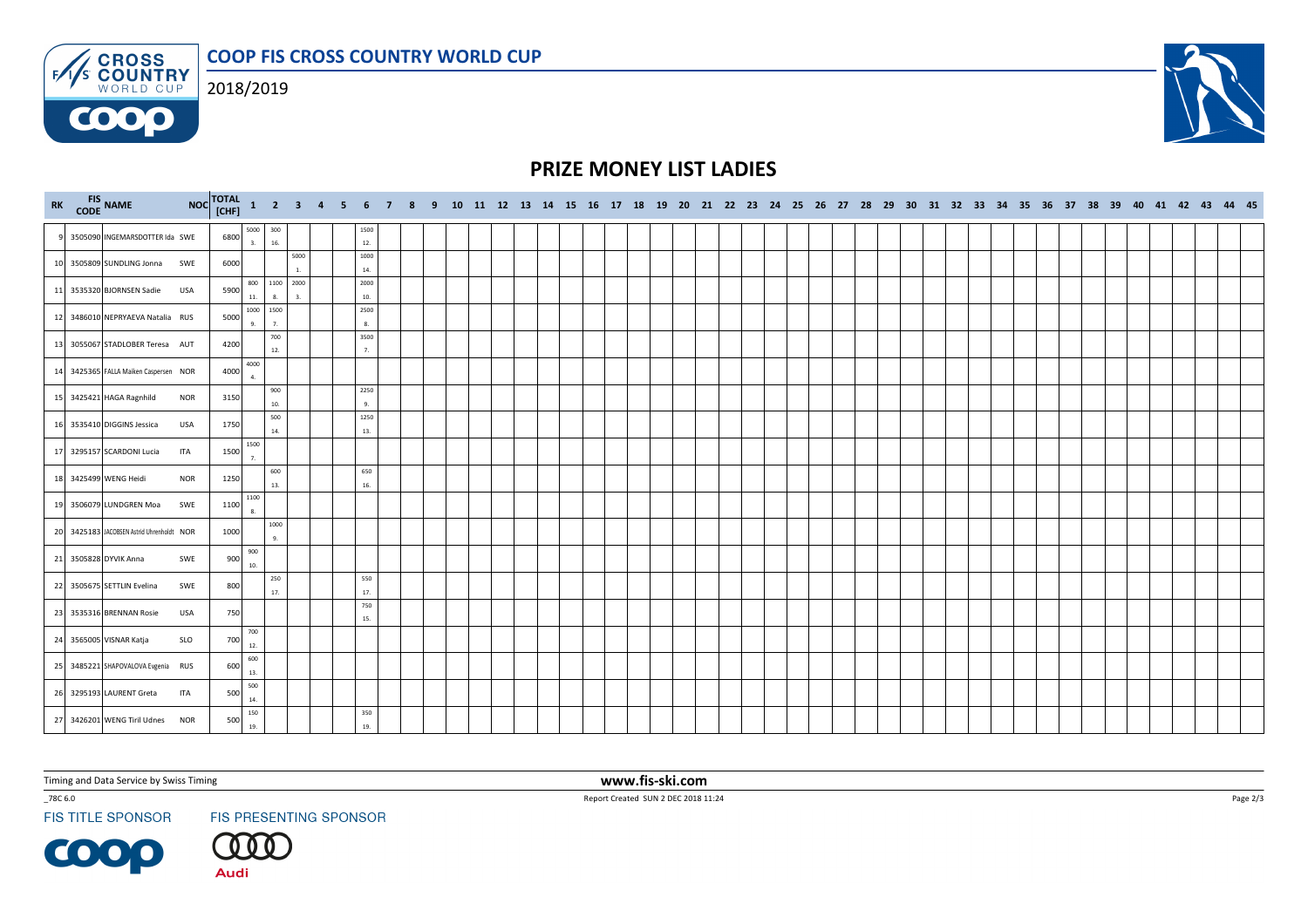# COOP FIS CROSS COUNTRY WORLD CUP

2018/2019

## PRIZE MONEY LIST LADIES

| RK | FIS CODE | NAME | NOC | TOTAL [CHF] | 1 | 2 | 3 | 4 | 5 | 6 | 7 | 8 | 9 | 10 | 11 | 12 | 13 | 14 | 15 | 16 | 17 | 18 | 19 | 20 | 21 | 22 | 23 | 24 | 25 | 26 | 27 | 28 | 29 | 30 | 31 | 32 | 33 | 34 | 35 | 36 | 37 | 38 | 39 | 40 | 41 | 42 | 43 | 44 | 45 |
|---|---|---|---|---|---|---|---|---|---|---|---|---|---|---|---|---|---|---|---|---|---|---|---|---|---|---|---|---|---|---|---|---|---|---|---|---|---|---|---|---|---|---|---|---|---|---|---|---|---|
| 9 | 3505090 | INGEMARSDOTTER Ida | SWE | 6800 | 5000 3. | 300 16. | | | | 1500 12. | | | | | | | | | | | | | | | | | | | | | | | | | | | | | | | | | | | | | | | |
| 10 | 3505809 | SUNDLING Jonna | SWE | 6000 | | | 5000 1. | | | 1000 14. | | | | | | | | | | | | | | | | | | | | | | | | | | | | | | | | | | | | | | | |
| 11 | 3535320 | BJORNSEN Sadie | USA | 5900 | 800 11. | 1100 8. | 2000 3. | | | 2000 10. | | | | | | | | | | | | | | | | | | | | | | | | | | | | | | | | | | | | | | | |
| 12 | 3486010 | NEPRYAEVA Natalia | RUS | 5000 | 1000 9. | 1500 7. | | | | 2500 8. | | | | | | | | | | | | | | | | | | | | | | | | | | | | | | | | | | | | | | | |
| 13 | 3055067 | STADLOBER Teresa | AUT | 4200 | | 700 12. | | | | 3500 7. | | | | | | | | | | | | | | | | | | | | | | | | | | | | | | | | | | | | | | | |
| 14 | 3425365 | FALLA Maiken Caspersen | NOR | 4000 | 4000 4. | | | | | | | | | | | | | | | | | | | | | | | | | | | | | | | | | | | | | | | | | | | | |
| 15 | 3425421 | HAGA Ragnhild | NOR | 3150 | | 900 10. | | | | 2250 9. | | | | | | | | | | | | | | | | | | | | | | | | | | | | | | | | | | | | | | | |
| 16 | 3535410 | DIGGINS Jessica | USA | 1750 | | 500 14. | | | | 1250 13. | | | | | | | | | | | | | | | | | | | | | | | | | | | | | | | | | | | | | | | |
| 17 | 3295157 | SCARDONI Lucia | ITA | 1500 | 1500 7. | | | | | | | | | | | | | | | | | | | | | | | | | | | | | | | | | | | | | | | | | | | | |
| 18 | 3425499 | WENG Heidi | NOR | 1250 | | 600 13. | | | | 650 16. | | | | | | | | | | | | | | | | | | | | | | | | | | | | | | | | | | | | | | | |
| 19 | 3506079 | LUNDGREN Moa | SWE | 1100 | 1100 8. | | | | | | | | | | | | | | | | | | | | | | | | | | | | | | | | | | | | | | | | | | | | |
| 20 | 3425183 | JACOBSEN Astrid Uhrenholdt | NOR | 1000 | | 1000 9. | | | | | | | | | | | | | | | | | | | | | | | | | | | | | | | | | | | | | | | | | | | |
| 21 | 3505828 | DYVIK Anna | SWE | 900 | 900 10. | | | | | | | | | | | | | | | | | | | | | | | | | | | | | | | | | | | | | | | | | | | | |
| 22 | 3505675 | SETTLIN Evelina | SWE | 800 | | 250 17. | | | | 550 17. | | | | | | | | | | | | | | | | | | | | | | | | | | | | | | | | | | | | | | | |
| 23 | 3535316 | BRENNAN Rosie | USA | 750 | | | | | | 750 15. | | | | | | | | | | | | | | | | | | | | | | | | | | | | | | | | | | | | | | | |
| 24 | 3565005 | VISNAR Katja | SLO | 700 | 700 12. | | | | | | | | | | | | | | | | | | | | | | | | | | | | | | | | | | | | | | | | | | | | |
| 25 | 3485221 | SHAPOVALOVA Evgenia | RUS | 600 | 600 13. | | | | | | | | | | | | | | | | | | | | | | | | | | | | | | | | | | | | | | | | | | | | |
| 26 | 3295193 | LAURENT Greta | ITA | 500 | 500 14. | | | | | | | | | | | | | | | | | | | | | | | | | | | | | | | | | | | | | | | | | | | | |
| 27 | 3426201 | WENG Tiril Udnes | NOR | 500 | 150 19. | | | | | 350 19. | | | | | | | | | | | | | | | | | | | | | | | | | | | | | | | | | | | | | | | |

Timing and Data Service by Swiss Timing

www.fis-ski.com

_78C 6.0

Report Created SUN 2 DEC 2018 11:24

FIS TITLE SPONSOR

FIS PRESENTING SPONSOR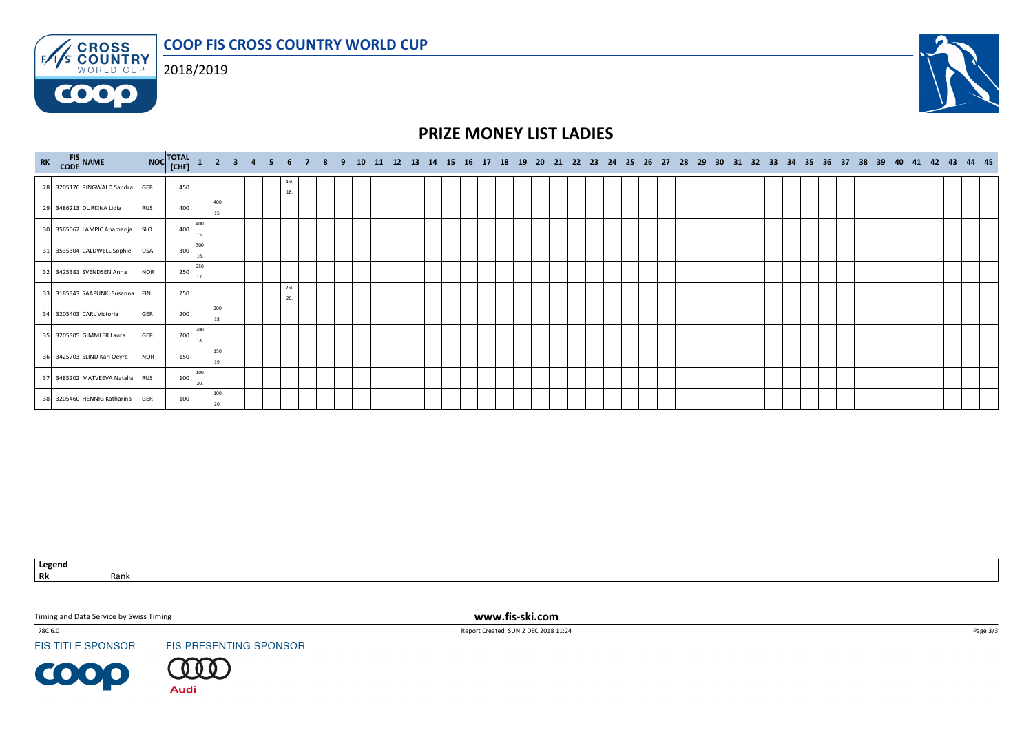# COOP FIS CROSS COUNTRY WORLD CUP

2018/2019

## PRIZE MONEY LIST LADIES

| RK | FIS CODE | NAME | NOC | TOTAL [CHF] | 1 | 2 | 3 | 4 | 5 | 6 | 7 | 8 | 9 | 10 | 11 | 12 | 13 | 14 | 15 | 16 | 17 | 18 | 19 | 20 | 21 | 22 | 23 | 24 | 25 | 26 | 27 | 28 | 29 | 30 | 31 | 32 | 33 | 34 | 35 | 36 | 37 | 38 | 39 | 40 | 41 | 42 | 43 | 44 | 45 |
|---|---|---|---|---|---|---|---|---|---|---|---|---|---|---|---|---|---|---|---|---|---|---|---|---|---|---|---|---|---|---|---|---|---|---|---|---|---|---|---|---|---|---|---|---|---|---|---|---|---|
| 28 | 3205176 | RINGWALD Sandra | GER | 450 | | | | | | 450 18. | | | | | | | | | | | | | | | | | | | | | | | | | | | | | | | | | | | | | | | |
| 29 | 3486213 | DURKINA Lidia | RUS | 400 | | 400 15. | | | | | | | | | | | | | | | | | | | | | | | | | | | | | | | | | | | | | | | | | | | |
| 30 | 3565062 | LAMPIC Anamarija | SLO | 400 | 400 15. | | | | | | | | | | | | | | | | | | | | | | | | | | | | | | | | | | | | | | | | | | | | |
| 31 | 3535304 | CALDWELL Sophie | USA | 300 | 300 16. | | | | | | | | | | | | | | | | | | | | | | | | | | | | | | | | | | | | | | | | | | | | |
| 32 | 3425381 | SVENDSEN Anna | NOR | 250 | 250 17. | | | | | | | | | | | | | | | | | | | | | | | | | | | | | | | | | | | | | | | | | | | | |
| 33 | 3185343 | SAAPUNKI Susanna | FIN | 250 | | | | | | 250 20. | | | | | | | | | | | | | | | | | | | | | | | | | | | | | | | | | | | | | | | |
| 34 | 3205403 | CARL Victoria | GER | 200 | | 200 18. | | | | | | | | | | | | | | | | | | | | | | | | | | | | | | | | | | | | | | | | | | | |
| 35 | 3205305 | GIMMLER Laura | GER | 200 | 200 18. | | | | | | | | | | | | | | | | | | | | | | | | | | | | | | | | | | | | | | | | | | | | |
| 36 | 3425703 | SLIND Kari Oeyre | NOR | 150 | | 150 19. | | | | | | | | | | | | | | | | | | | | | | | | | | | | | | | | | | | | | | | | | | | |
| 37 | 3485202 | MATVEEVA Natalia | RUS | 100 | 100 20. | | | | | | | | | | | | | | | | | | | | | | | | | | | | | | | | | | | | | | | | | | | | |
| 38 | 3205460 | HENNIG Katharina | GER | 100 | | 100 20. | | | | | | | | | | | | | | | | | | | | | | | | | | | | | | | | | | | | | | | | | | | |

**Legend**

**Rk** Rank